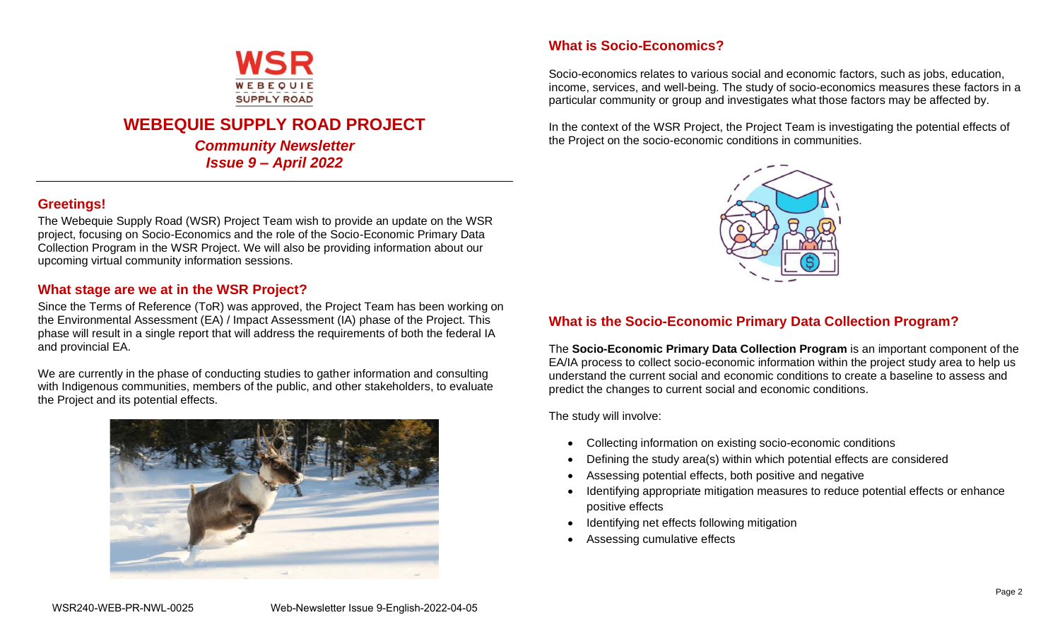# WEBEQUIE SUPPLY ROAD PROJECT

***Community Newsletter***
***Issue 9 – April 2022***

## Greetings!

The Webequie Supply Road (WSR) Project Team wish to provide an update on the WSR project, focusing on Socio-Economics and the role of the Socio-Economic Primary Data Collection Program in the WSR Project. We will also be providing information about our upcoming virtual community information sessions.

## What stage are we at in the WSR Project?

Since the Terms of Reference (ToR) was approved, the Project Team has been working on the Environmental Assessment (EA) / Impact Assessment (IA) phase of the Project. This phase will result in a single report that will address the requirements of both the federal IA and provincial EA.

We are currently in the phase of conducting studies to gather information and consulting with Indigenous communities, members of the public, and other stakeholders, to evaluate the Project and its potential effects.

## What is Socio-Economics?

Socio-economics relates to various social and economic factors, such as jobs, education, income, services, and well-being. The study of socio-economics measures these factors in a particular community or group and investigates what those factors may be affected by.

In the context of the WSR Project, the Project Team is investigating the potential effects of the Project on the socio-economic conditions in communities.

## What is the Socio-Economic Primary Data Collection Program?

The **Socio-Economic Primary Data Collection Program** is an important component of the EA/IA process to collect socio-economic information within the project study area to help us understand the current social and economic conditions to create a baseline to assess and predict the changes to current social and economic conditions.

The study will involve:

- Collecting information on existing socio-economic conditions
- Defining the study area(s) within which potential effects are considered
- Assessing potential effects, both positive and negative
- Identifying appropriate mitigation measures to reduce potential effects or enhance positive effects
- Identifying net effects following mitigation
- Assessing cumulative effects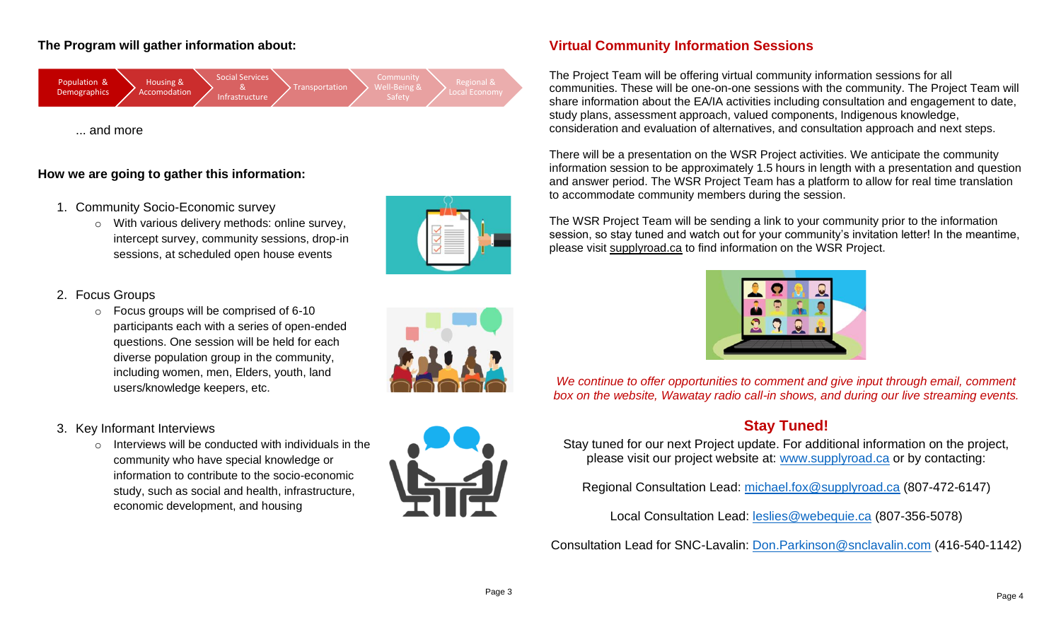**The Program will gather information about:**

Population & Demographics

Housing & Accomodation

Social Services & Infrastructure

Transportation

Community Well-Being & Safety

Regional & Local Economy

... and more

**How we are going to gather this information:**

1. Community Socio-Economic survey
   - With various delivery methods: online survey, intercept survey, community sessions, drop-in sessions, at scheduled open house events
2. Focus Groups
   - Focus groups will be comprised of 6-10 participants each with a series of open-ended questions. One session will be held for each diverse population group in the community, including women, men, Elders, youth, land users/knowledge keepers, etc.
3. Key Informant Interviews
   - Interviews will be conducted with individuals in the community who have special knowledge or information to contribute to the socio-economic study, such as social and health, infrastructure, economic development, and housing

## Virtual Community Information Sessions

The Project Team will be offering virtual community information sessions for all communities. These will be one-on-one sessions with the community. The Project Team will share information about the EA/IA activities including consultation and engagement to date, study plans, assessment approach, valued components, Indigenous knowledge, consideration and evaluation of alternatives, and consultation approach and next steps.

There will be a presentation on the WSR Project activities. We anticipate the community information session to be approximately 1.5 hours in length with a presentation and question and answer period. The WSR Project Team has a platform to allow for real time translation to accommodate community members during the session.

The WSR Project Team will be sending a link to your community prior to the information session, so stay tuned and watch out for your community's invitation letter! In the meantime, please visit supplyroad.ca to find information on the WSR Project.

*We continue to offer opportunities to comment and give input through email, comment box on the website, Wawatay radio call-in shows, and during our live streaming events.*

## Stay Tuned!

Stay tuned for our next Project update. For additional information on the project, please visit our project website at: www.supplyroad.ca or by contacting:

Regional Consultation Lead: michael.fox@supplyroad.ca (807-472-6147)

Local Consultation Lead: leslies@webequie.ca (807-356-5078)

Consultation Lead for SNC-Lavalin: Don.Parkinson@snclavalin.com (416-540-1142)